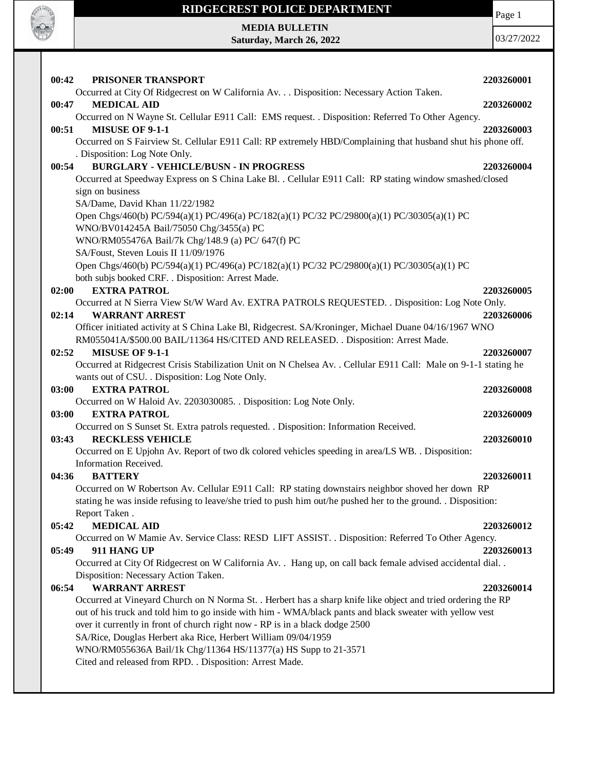# RIDGECREST POLICE DEPARTMENT

**MEDIA BULLETIN**
**Saturday, March 26, 2022**

03/27/2022

**00:42 PRISONER TRANSPORT** **2203260001**
Occurred at City Of Ridgecrest on W California Av. . . Disposition: Necessary Action Taken.

**00:47 MEDICAL AID** **2203260002**
Occurred on N Wayne St. Cellular E911 Call: EMS request. . Disposition: Referred To Other Agency.

**00:51 MISUSE OF 9-1-1** **2203260003**
Occurred on S Fairview St. Cellular E911 Call: RP extremely HBD/Complaining that husband shut his phone off. . Disposition: Log Note Only.

**00:54 BURGLARY - VEHICLE/BUSN - IN PROGRESS** **2203260004**
Occurred at Speedway Express on S China Lake Bl. . Cellular E911 Call: RP stating window smashed/closed sign on business
SA/Dame, David Khan 11/22/1982
Open Chgs/460(b) PC/594(a)(1) PC/496(a) PC/182(a)(1) PC/32 PC/29800(a)(1) PC/30305(a)(1) PC
WNO/BV014245A Bail/75050 Chg/3455(a) PC
WNO/RM055476A Bail/7k Chg/148.9 (a) PC/ 647(f) PC
SA/Foust, Steven Louis II 11/09/1976
Open Chgs/460(b) PC/594(a)(1) PC/496(a) PC/182(a)(1) PC/32 PC/29800(a)(1) PC/30305(a)(1) PC
both subjs booked CRF. . Disposition: Arrest Made.

**02:00 EXTRA PATROL** **2203260005**
Occurred at N Sierra View St/W Ward Av. EXTRA PATROLS REQUESTED. . Disposition: Log Note Only.

**02:14 WARRANT ARREST** **2203260006**
Officer initiated activity at S China Lake Bl, Ridgecrest. SA/Kroninger, Michael Duane 04/16/1967 WNO RM055041A/$500.00 BAIL/11364 HS/CITED AND RELEASED. . Disposition: Arrest Made.

**02:52 MISUSE OF 9-1-1** **2203260007**
Occurred at Ridgecrest Crisis Stabilization Unit on N Chelsea Av. . Cellular E911 Call: Male on 9-1-1 stating he wants out of CSU. . Disposition: Log Note Only.

**03:00 EXTRA PATROL** **2203260008**
Occurred on W Haloid Av. 2203030085. . Disposition: Log Note Only.

**03:00 EXTRA PATROL** **2203260009**
Occurred on S Sunset St. Extra patrols requested. . Disposition: Information Received.

**03:43 RECKLESS VEHICLE** **2203260010**
Occurred on E Upjohn Av. Report of two dk colored vehicles speeding in area/LS WB. . Disposition: Information Received.

**04:36 BATTERY** **2203260011**
Occurred on W Robertson Av. Cellular E911 Call: RP stating downstairs neighbor shoved her down RP stating he was inside refusing to leave/she tried to push him out/he pushed her to the ground. . Disposition: Report Taken .

**05:42 MEDICAL AID** **2203260012**
Occurred on W Mamie Av. Service Class: RESD LIFT ASSIST. . Disposition: Referred To Other Agency.

**05:49 911 HANG UP** **2203260013**
Occurred at City Of Ridgecrest on W California Av. . Hang up, on call back female advised accidental dial. . Disposition: Necessary Action Taken.

**06:54 WARRANT ARREST** **2203260014**
Occurred at Vineyard Church on N Norma St. . Herbert has a sharp knife like object and tried ordering the RP out of his truck and told him to go inside with him - WMA/black pants and black sweater with yellow vest over it currently in front of church right now - RP is in a black dodge 2500
SA/Rice, Douglas Herbert aka Rice, Herbert William 09/04/1959
WNO/RM055636A Bail/1k Chg/11364 HS/11377(a) HS Supp to 21-3571
Cited and released from RPD. . Disposition: Arrest Made.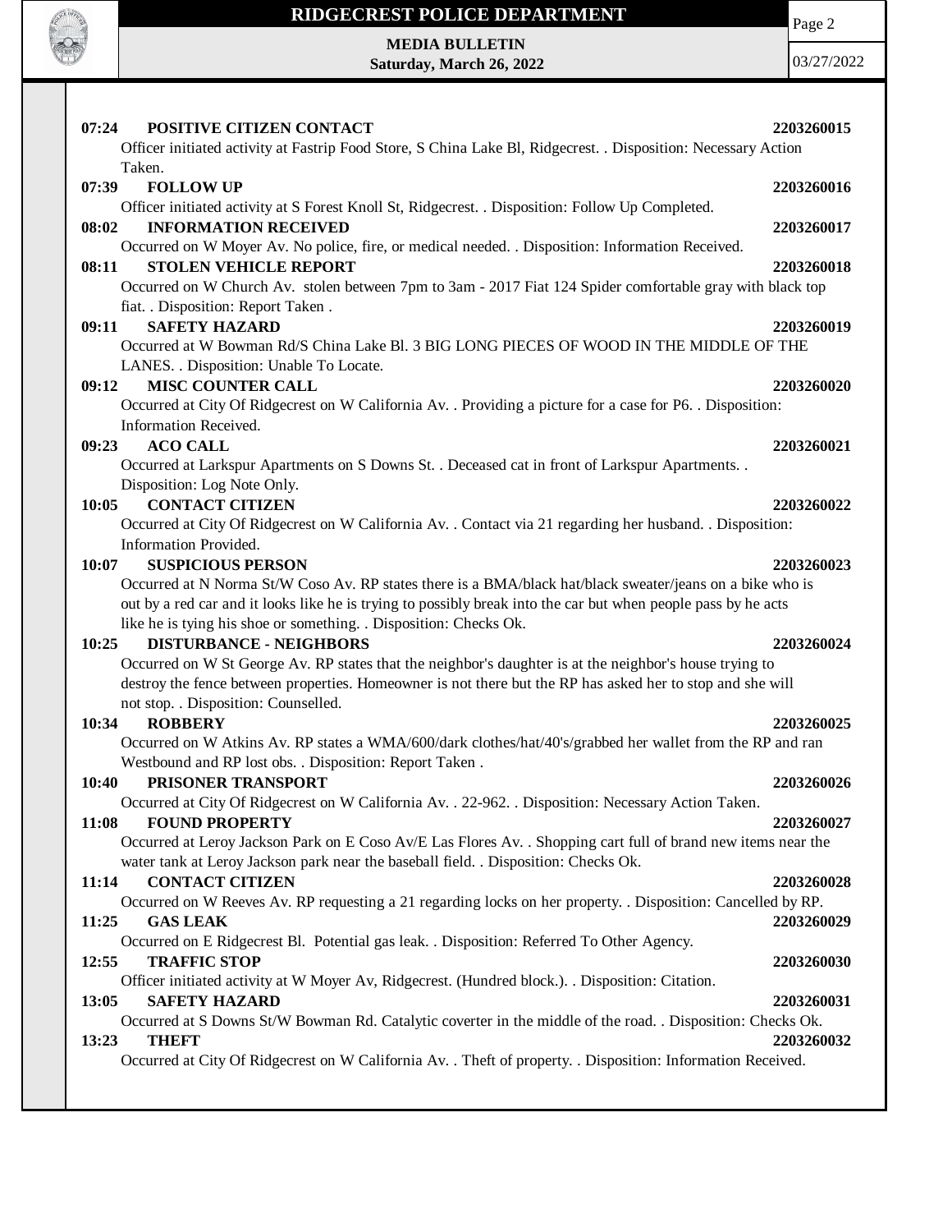**07:24 POSITIVE CITIZEN CONTACT** **2203260015**
Officer initiated activity at Fastrip Food Store, S China Lake Bl, Ridgecrest. . Disposition: Necessary Action Taken.

**07:39 FOLLOW UP** **2203260016**
Officer initiated activity at S Forest Knoll St, Ridgecrest. . Disposition: Follow Up Completed.

**08:02 INFORMATION RECEIVED** **2203260017**
Occurred on W Moyer Av. No police, fire, or medical needed. . Disposition: Information Received.

**08:11 STOLEN VEHICLE REPORT** **2203260018**
Occurred on W Church Av. stolen between 7pm to 3am - 2017 Fiat 124 Spider comfortable gray with black top fiat. . Disposition: Report Taken .

**09:11 SAFETY HAZARD** **2203260019**
Occurred at W Bowman Rd/S China Lake Bl. 3 BIG LONG PIECES OF WOOD IN THE MIDDLE OF THE LANES. . Disposition: Unable To Locate.

**09:12 MISC COUNTER CALL** **2203260020**
Occurred at City Of Ridgecrest on W California Av. . Providing a picture for a case for P6. . Disposition: Information Received.

**09:23 ACO CALL** **2203260021**
Occurred at Larkspur Apartments on S Downs St. . Deceased cat in front of Larkspur Apartments. . Disposition: Log Note Only.

**10:05 CONTACT CITIZEN** **2203260022**
Occurred at City Of Ridgecrest on W California Av. . Contact via 21 regarding her husband. . Disposition: Information Provided.

**10:07 SUSPICIOUS PERSON** **2203260023**
Occurred at N Norma St/W Coso Av. RP states there is a BMA/black hat/black sweater/jeans on a bike who is out by a red car and it looks like he is trying to possibly break into the car but when people pass by he acts like he is tying his shoe or something. . Disposition: Checks Ok.

**10:25 DISTURBANCE - NEIGHBORS** **2203260024**
Occurred on W St George Av. RP states that the neighbor's daughter is at the neighbor's house trying to destroy the fence between properties. Homeowner is not there but the RP has asked her to stop and she will not stop. . Disposition: Counselled.

**10:34 ROBBERY** **2203260025**
Occurred on W Atkins Av. RP states a WMA/600/dark clothes/hat/40's/grabbed her wallet from the RP and ran Westbound and RP lost obs. . Disposition: Report Taken .

**10:40 PRISONER TRANSPORT** **2203260026**
Occurred at City Of Ridgecrest on W California Av. . 22-962. . Disposition: Necessary Action Taken.

**11:08 FOUND PROPERTY** **2203260027**
Occurred at Leroy Jackson Park on E Coso Av/E Las Flores Av. . Shopping cart full of brand new items near the water tank at Leroy Jackson park near the baseball field. . Disposition: Checks Ok.

**11:14 CONTACT CITIZEN** **2203260028**
Occurred on W Reeves Av. RP requesting a 21 regarding locks on her property. . Disposition: Cancelled by RP.

**11:25 GAS LEAK** **2203260029**
Occurred on E Ridgecrest Bl. Potential gas leak. . Disposition: Referred To Other Agency.

**12:55 TRAFFIC STOP** **2203260030**
Officer initiated activity at W Moyer Av, Ridgecrest. (Hundred block.). . Disposition: Citation.

**13:05 SAFETY HAZARD** **2203260031**
Occurred at S Downs St/W Bowman Rd. Catalytic coverter in the middle of the road. . Disposition: Checks Ok.

**13:23 THEFT** **2203260032**
Occurred at City Of Ridgecrest on W California Av. . Theft of property. . Disposition: Information Received.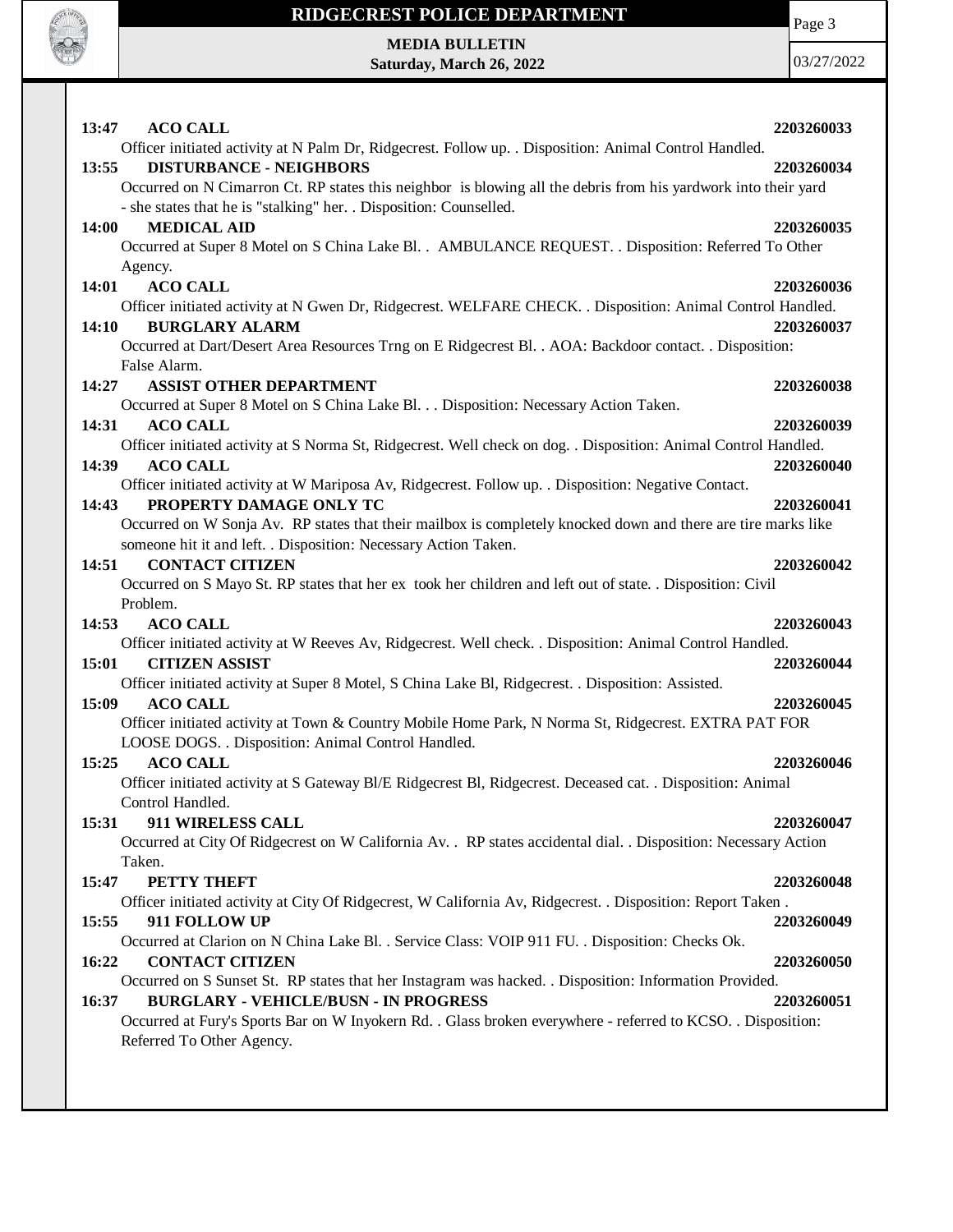**13:47 ACO CALL 2203260033**

Officer initiated activity at N Palm Dr, Ridgecrest. Follow up. . Disposition: Animal Control Handled.

**13:55 DISTURBANCE - NEIGHBORS 2203260034**

Occurred on N Cimarron Ct. RP states this neighbor is blowing all the debris from his yardwork into their yard - she states that he is "stalking" her. . Disposition: Counselled.

**14:00 MEDICAL AID 2203260035**

Occurred at Super 8 Motel on S China Lake Bl. . AMBULANCE REQUEST. . Disposition: Referred To Other Agency.

**14:01 ACO CALL 2203260036**

Officer initiated activity at N Gwen Dr, Ridgecrest. WELFARE CHECK. . Disposition: Animal Control Handled.

**14:10 BURGLARY ALARM 2203260037**

Occurred at Dart/Desert Area Resources Trng on E Ridgecrest Bl. . AOA: Backdoor contact. . Disposition: False Alarm.

**14:27 ASSIST OTHER DEPARTMENT 2203260038**

Occurred at Super 8 Motel on S China Lake Bl. . . Disposition: Necessary Action Taken.

**14:31 ACO CALL 2203260039**

Officer initiated activity at S Norma St, Ridgecrest. Well check on dog. . Disposition: Animal Control Handled.

**14:39 ACO CALL 2203260040**

Officer initiated activity at W Mariposa Av, Ridgecrest. Follow up. . Disposition: Negative Contact.

**14:43 PROPERTY DAMAGE ONLY TC 2203260041**

Occurred on W Sonja Av. RP states that their mailbox is completely knocked down and there are tire marks like someone hit it and left. . Disposition: Necessary Action Taken.

**14:51 CONTACT CITIZEN 2203260042**

Occurred on S Mayo St. RP states that her ex took her children and left out of state. . Disposition: Civil Problem.

**14:53 ACO CALL 2203260043**

Officer initiated activity at W Reeves Av, Ridgecrest. Well check. . Disposition: Animal Control Handled.

**15:01 CITIZEN ASSIST 2203260044**

Officer initiated activity at Super 8 Motel, S China Lake Bl, Ridgecrest. . Disposition: Assisted.

**15:09 ACO CALL 2203260045**

Officer initiated activity at Town & Country Mobile Home Park, N Norma St, Ridgecrest. EXTRA PAT FOR LOOSE DOGS. . Disposition: Animal Control Handled.

**15:25 ACO CALL 2203260046**

Officer initiated activity at S Gateway Bl/E Ridgecrest Bl, Ridgecrest. Deceased cat. . Disposition: Animal Control Handled.

**15:31 911 WIRELESS CALL 2203260047**

Occurred at City Of Ridgecrest on W California Av. . RP states accidental dial. . Disposition: Necessary Action Taken.

**15:47 PETTY THEFT 2203260048**

Officer initiated activity at City Of Ridgecrest, W California Av, Ridgecrest. . Disposition: Report Taken .

**15:55 911 FOLLOW UP 2203260049**

Occurred at Clarion on N China Lake Bl. . Service Class: VOIP 911 FU. . Disposition: Checks Ok.

**16:22 CONTACT CITIZEN 2203260050**

Occurred on S Sunset St. RP states that her Instagram was hacked. . Disposition: Information Provided.

**16:37 BURGLARY - VEHICLE/BUSN - IN PROGRESS 2203260051**

Occurred at Fury's Sports Bar on W Inyokern Rd. . Glass broken everywhere - referred to KCSO. . Disposition: Referred To Other Agency.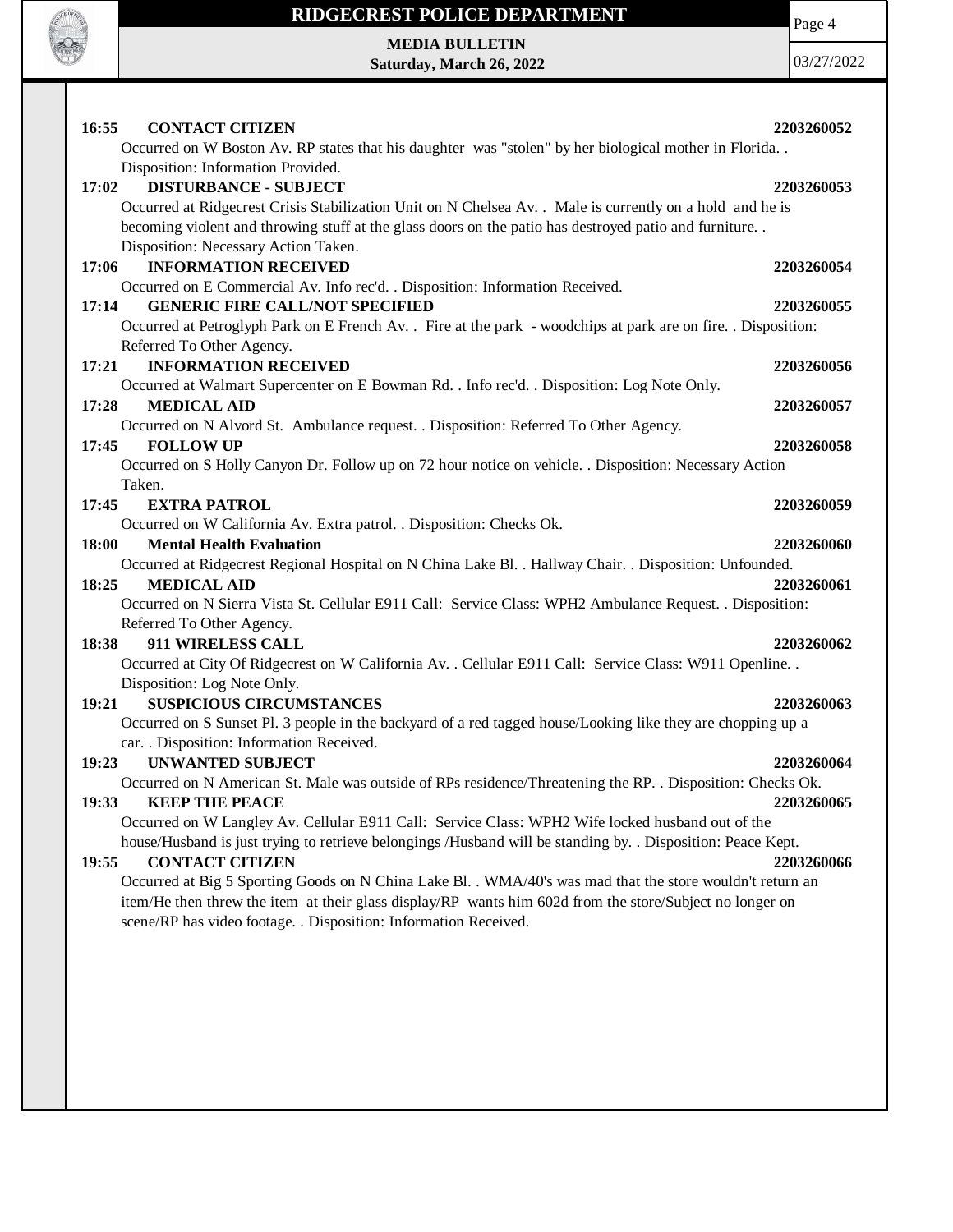**16:55 CONTACT CITIZEN 2203260052**
Occurred on W Boston Av. RP states that his daughter was "stolen" by her biological mother in Florida. . Disposition: Information Provided.

**17:02 DISTURBANCE - SUBJECT 2203260053**
Occurred at Ridgecrest Crisis Stabilization Unit on N Chelsea Av. . Male is currently on a hold and he is becoming violent and throwing stuff at the glass doors on the patio has destroyed patio and furniture. . Disposition: Necessary Action Taken.

**17:06 INFORMATION RECEIVED 2203260054**
Occurred on E Commercial Av. Info rec'd. . Disposition: Information Received.

**17:14 GENERIC FIRE CALL/NOT SPECIFIED 2203260055**
Occurred at Petroglyph Park on E French Av. . Fire at the park - woodchips at park are on fire. . Disposition: Referred To Other Agency.

**17:21 INFORMATION RECEIVED 2203260056**
Occurred at Walmart Supercenter on E Bowman Rd. . Info rec'd. . Disposition: Log Note Only.

**17:28 MEDICAL AID 2203260057**
Occurred on N Alvord St. Ambulance request. . Disposition: Referred To Other Agency.

**17:45 FOLLOW UP 2203260058**
Occurred on S Holly Canyon Dr. Follow up on 72 hour notice on vehicle. . Disposition: Necessary Action Taken.

**17:45 EXTRA PATROL 2203260059**
Occurred on W California Av. Extra patrol. . Disposition: Checks Ok.

**18:00 Mental Health Evaluation 2203260060**
Occurred at Ridgecrest Regional Hospital on N China Lake Bl. . Hallway Chair. . Disposition: Unfounded.

**18:25 MEDICAL AID 2203260061**
Occurred on N Sierra Vista St. Cellular E911 Call: Service Class: WPH2 Ambulance Request. . Disposition: Referred To Other Agency.

**18:38 911 WIRELESS CALL 2203260062**
Occurred at City Of Ridgecrest on W California Av. . Cellular E911 Call: Service Class: W911 Openline. . Disposition: Log Note Only.

**19:21 SUSPICIOUS CIRCUMSTANCES 2203260063**
Occurred on S Sunset Pl. 3 people in the backyard of a red tagged house/Looking like they are chopping up a car. . Disposition: Information Received.

**19:23 UNWANTED SUBJECT 2203260064**
Occurred on N American St. Male was outside of RPs residence/Threatening the RP. . Disposition: Checks Ok.

**19:33 KEEP THE PEACE 2203260065**
Occurred on W Langley Av. Cellular E911 Call: Service Class: WPH2 Wife locked husband out of the house/Husband is just trying to retrieve belongings /Husband will be standing by. . Disposition: Peace Kept.

**19:55 CONTACT CITIZEN 2203260066**
Occurred at Big 5 Sporting Goods on N China Lake Bl. . WMA/40's was mad that the store wouldn't return an item/He then threw the item at their glass display/RP wants him 602d from the store/Subject no longer on scene/RP has video footage. . Disposition: Information Received.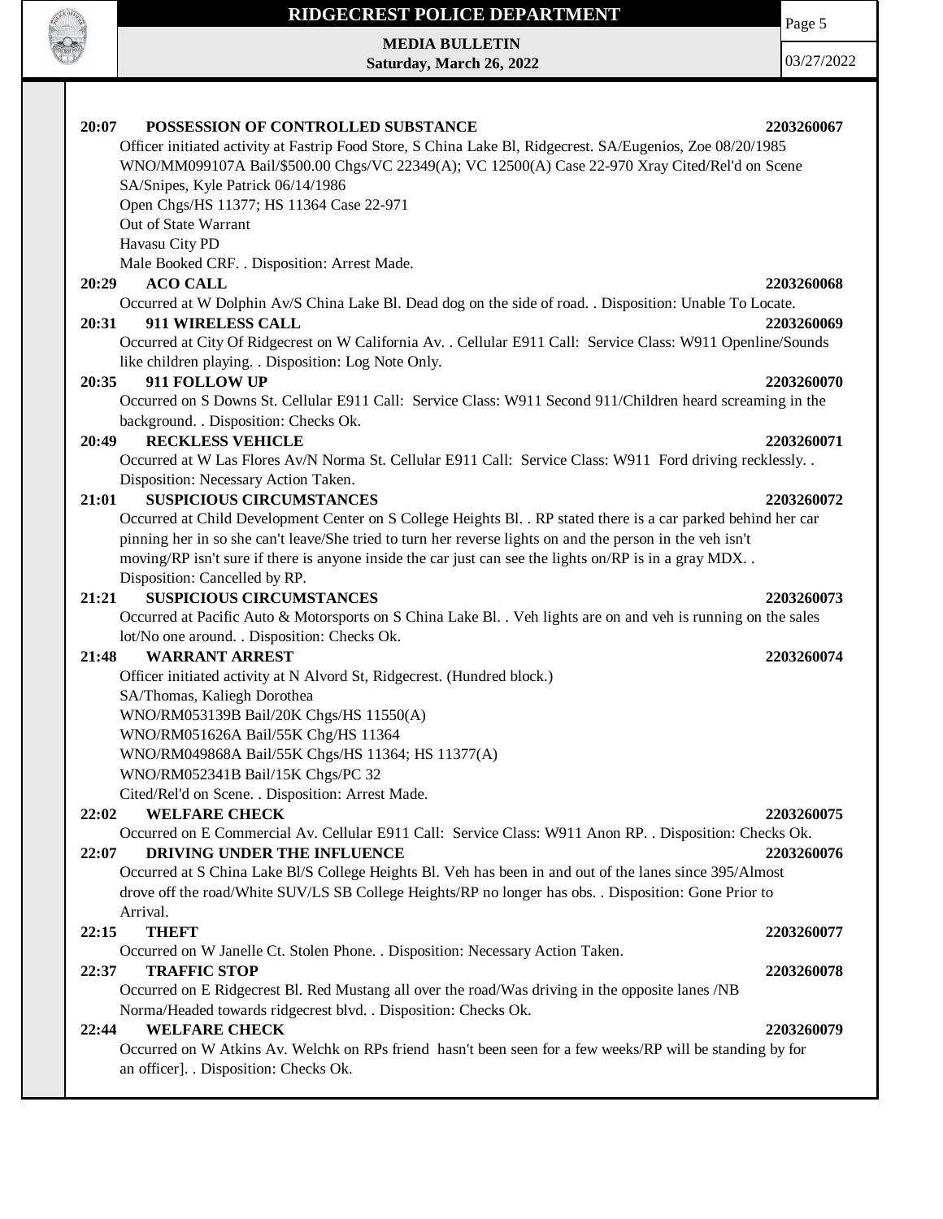**20:07 POSSESSION OF CONTROLLED SUBSTANCE** **2203260067**

Officer initiated activity at Fastrip Food Store, S China Lake Bl, Ridgecrest. SA/Eugenios, Zoe 08/20/1985 WNO/MM099107A Bail/$500.00 Chgs/VC 22349(A); VC 12500(A) Case 22-970 Xray Cited/Rel'd on Scene
SA/Snipes, Kyle Patrick 06/14/1986
Open Chgs/HS 11377; HS 11364 Case 22-971
Out of State Warrant
Havasu City PD
Male Booked CRF. . Disposition: Arrest Made.

**20:29 ACO CALL** **2203260068**

Occurred at W Dolphin Av/S China Lake Bl. Dead dog on the side of road. . Disposition: Unable To Locate.

**20:31 911 WIRELESS CALL** **2203260069**

Occurred at City Of Ridgecrest on W California Av. . Cellular E911 Call: Service Class: W911 Openline/Sounds like children playing. . Disposition: Log Note Only.

**20:35 911 FOLLOW UP** **2203260070**

Occurred on S Downs St. Cellular E911 Call: Service Class: W911 Second 911/Children heard screaming in the background. . Disposition: Checks Ok.

**20:49 RECKLESS VEHICLE** **2203260071**

Occurred at W Las Flores Av/N Norma St. Cellular E911 Call: Service Class: W911 Ford driving recklessly. . Disposition: Necessary Action Taken.

**21:01 SUSPICIOUS CIRCUMSTANCES** **2203260072**

Occurred at Child Development Center on S College Heights Bl. . RP stated there is a car parked behind her car pinning her in so she can't leave/She tried to turn her reverse lights on and the person in the veh isn't moving/RP isn't sure if there is anyone inside the car just can see the lights on/RP is in a gray MDX. . Disposition: Cancelled by RP.

**21:21 SUSPICIOUS CIRCUMSTANCES** **2203260073**

Occurred at Pacific Auto & Motorsports on S China Lake Bl. . Veh lights are on and veh is running on the sales lot/No one around. . Disposition: Checks Ok.

**21:48 WARRANT ARREST** **2203260074**

Officer initiated activity at N Alvord St, Ridgecrest. (Hundred block.)
SA/Thomas, Kaliegh Dorothea
WNO/RM053139B Bail/20K Chgs/HS 11550(A)
WNO/RM051626A Bail/55K Chg/HS 11364
WNO/RM049868A Bail/55K Chgs/HS 11364; HS 11377(A)
WNO/RM052341B Bail/15K Chgs/PC 32
Cited/Rel'd on Scene. . Disposition: Arrest Made.

**22:02 WELFARE CHECK** **2203260075**

Occurred on E Commercial Av. Cellular E911 Call: Service Class: W911 Anon RP. . Disposition: Checks Ok.

**22:07 DRIVING UNDER THE INFLUENCE** **2203260076**

Occurred at S China Lake Bl/S College Heights Bl. Veh has been in and out of the lanes since 395/Almost drove off the road/White SUV/LS SB College Heights/RP no longer has obs. . Disposition: Gone Prior to Arrival.

**22:15 THEFT** **2203260077**

Occurred on W Janelle Ct. Stolen Phone. . Disposition: Necessary Action Taken.

**22:37 TRAFFIC STOP** **2203260078**

Occurred on E Ridgecrest Bl. Red Mustang all over the road/Was driving in the opposite lanes /NB Norma/Headed towards ridgecrest blvd. . Disposition: Checks Ok.

**22:44 WELFARE CHECK** **2203260079**

Occurred on W Atkins Av. Welchk on RPs friend hasn't been seen for a few weeks/RP will be standing by for an officer]. . Disposition: Checks Ok.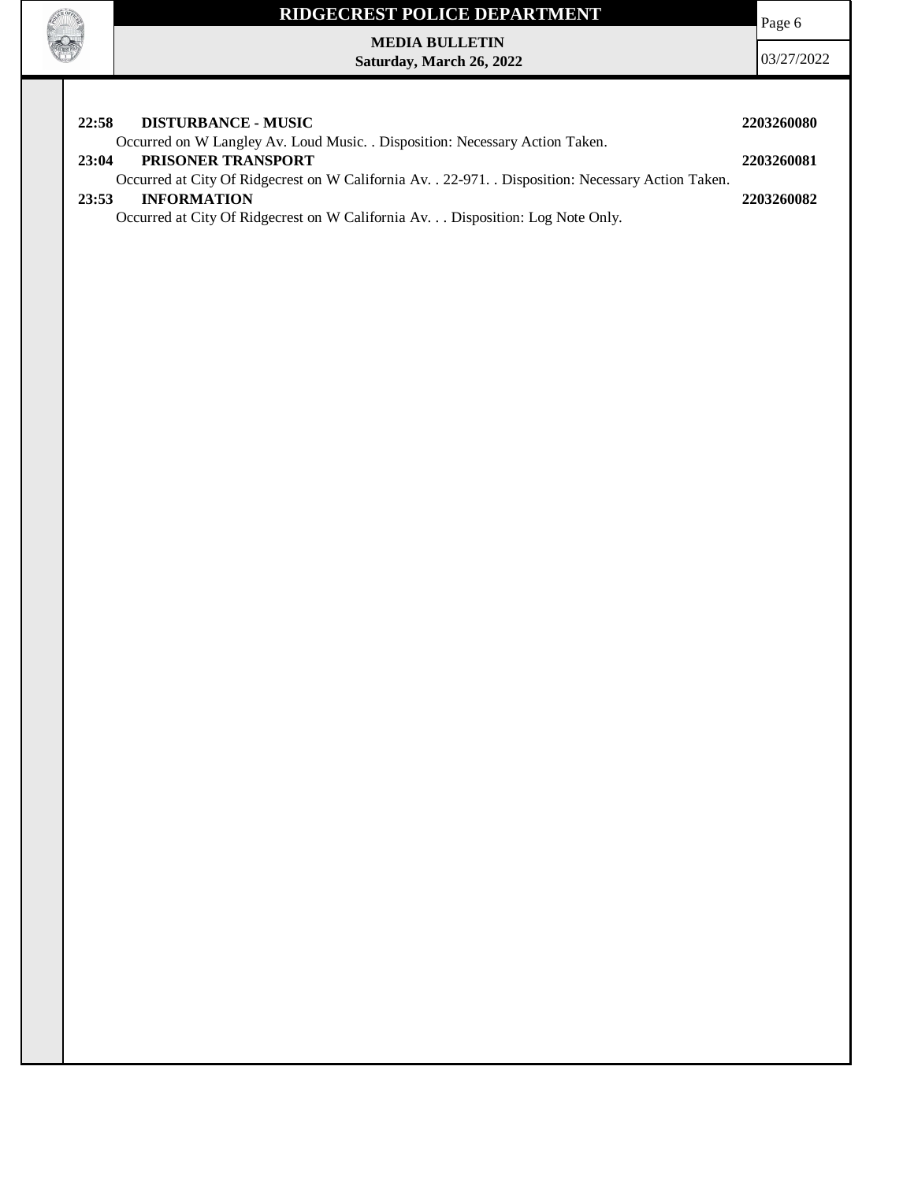**22:58 DISTURBANCE - MUSIC** **2203260080**

Occurred on W Langley Av. Loud Music. . Disposition: Necessary Action Taken.

**23:04 PRISONER TRANSPORT** **2203260081**

Occurred at City Of Ridgecrest on W California Av. . 22-971. . Disposition: Necessary Action Taken.

**23:53 INFORMATION** **2203260082**

Occurred at City Of Ridgecrest on W California Av. . . Disposition: Log Note Only.